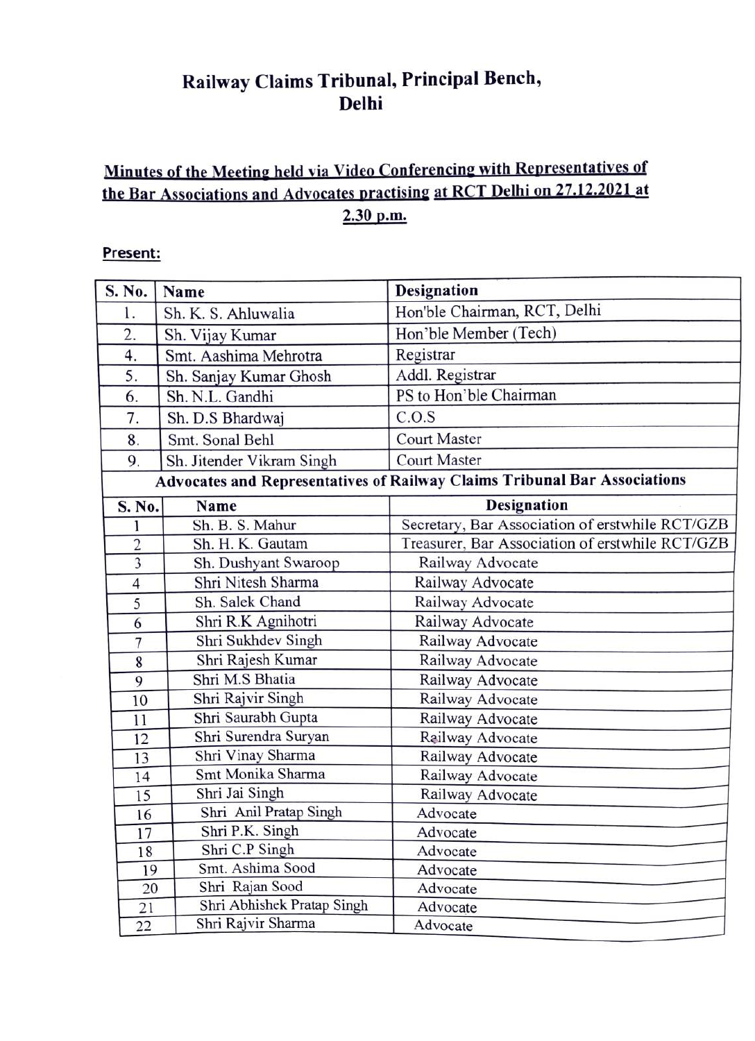# Railway Claims Tribunal, Principal Bench, Delhi

## Minutes of the Meeting held via Video Conferencing with Representatives of the Bar Associations and Advocates practising at RCT Delhi on 27.12.2021 at 2.30 p.m.

**Present:**

| S. No. | Name | Designation |
|---|---|---|
| 1. | Sh. K. S. Ahluwalia | Hon'ble Chairman, RCT, Delhi |
| 2. | Sh. Vijay Kumar | Hon'ble Member (Tech) |
| 4. | Smt. Aashima Mehrotra | Registrar |
| 5. | Sh. Sanjay Kumar Ghosh | Addl. Registrar |
| 6. | Sh. N.L. Gandhi | PS to Hon'ble Chairman |
| 7. | Sh. D.S Bhardwaj | C.O.S |
| 8. | Smt. Sonal Behl | Court Master |
| 9. | Sh. Jitender Vikram Singh | Court Master |
| **Advocates and Representatives of Railway Claims Tribunal Bar Associations** | | |
| **S. No.** | **Name** | **Designation** |
| 1 | Sh. B. S. Mahur | Secretary, Bar Association of erstwhile RCT/GZB |
| 2 | Sh. H. K. Gautam | Treasurer, Bar Association of erstwhile RCT/GZB |
| 3 | Sh. Dushyant Swaroop | Railway Advocate |
| 4 | Shri Nitesh Sharma | Railway Advocate |
| 5 | Sh. Salek Chand | Railway Advocate |
| 6 | Shri R.K Agnihotri | Railway Advocate |
| 7 | Shri Sukhdev Singh | Railway Advocate |
| 8 | Shri Rajesh Kumar | Railway Advocate |
| 9 | Shri M.S Bhatia | Railway Advocate |
| 10 | Shri Rajvir Singh | Railway Advocate |
| 11 | Shri Saurabh Gupta | Railway Advocate |
| 12 | Shri Surendra Suryan | Railway Advocate |
| 13 | Shri Vinay Sharma | Railway Advocate |
| 14 | Smt Monika Sharma | Railway Advocate |
| 15 | Shri Jai Singh | Railway Advocate |
| 16 | Shri Anil Pratap Singh | Advocate |
| 17 | Shri P.K. Singh | Advocate |
| 18 | Shri C.P Singh | Advocate |
| 19 | Smt. Ashima Sood | Advocate |
| 20 | Shri Rajan Sood | Advocate |
| 21 | Shri Abhishek Pratap Singh | Advocate |
| 22 | Shri Rajvir Sharma | Advocate |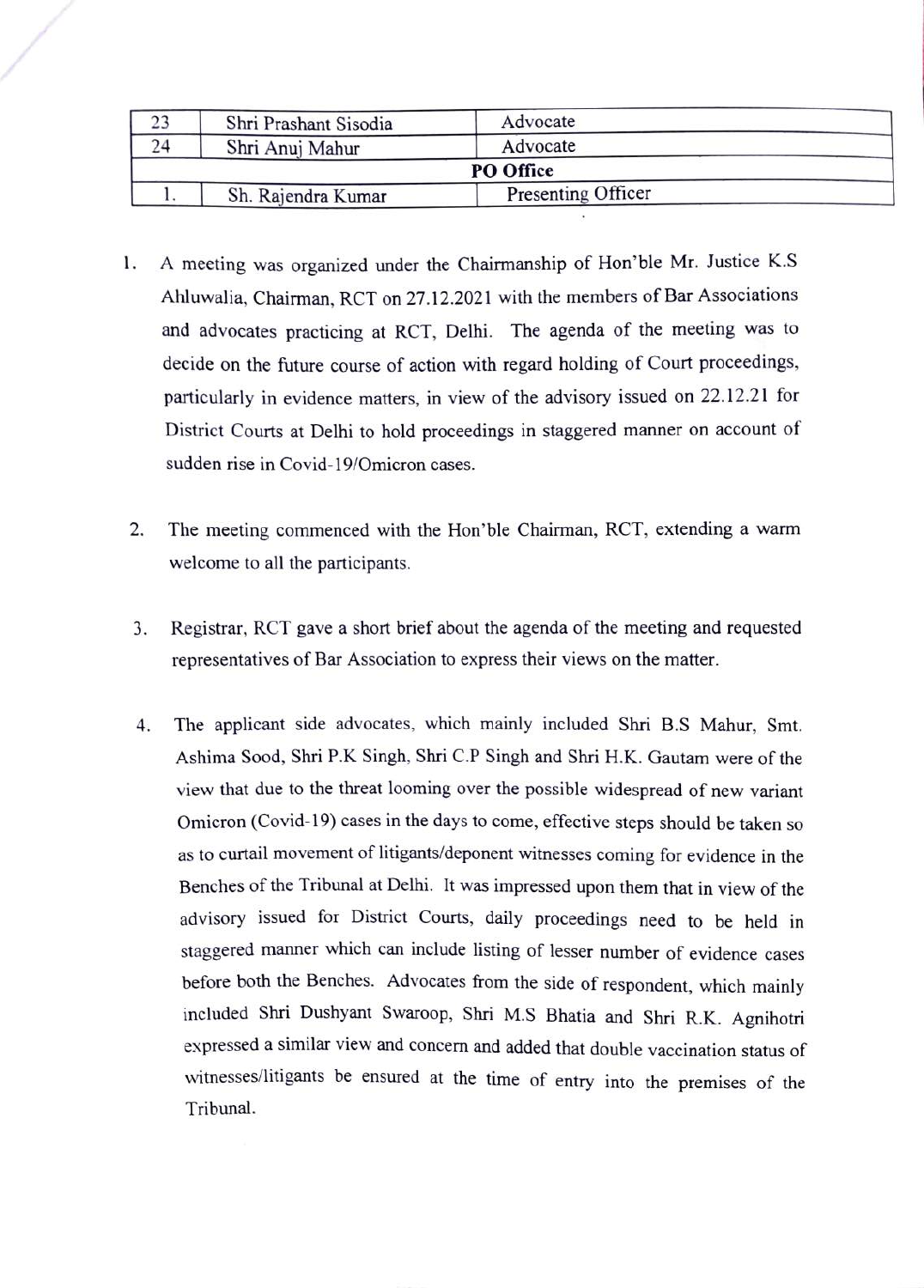| 23 | Shri Prashant Sisodia | Advocate |
|---|---|---|
| 24 | Shri Anuj Mahur | Advocate |
| **PO Office** | | |
| 1. | Sh. Rajendra Kumar | Presenting Officer |

1. A meeting was organized under the Chairmanship of Hon'ble Mr. Justice K.S Ahluwalia, Chairman, RCT on 27.12.2021 with the members of Bar Associations and advocates practicing at RCT, Delhi. The agenda of the meeting was to decide on the future course of action with regard holding of Court proceedings, particularly in evidence matters, in view of the advisory issued on 22.12.21 for District Courts at Delhi to hold proceedings in staggered manner on account of sudden rise in Covid-19/Omicron cases.

2. The meeting commenced with the Hon'ble Chairman, RCT, extending a warm welcome to all the participants.

3. Registrar, RCT gave a short brief about the agenda of the meeting and requested representatives of Bar Association to express their views on the matter.

4. The applicant side advocates, which mainly included Shri B.S Mahur, Smt. Ashima Sood, Shri P.K Singh, Shri C.P Singh and Shri H.K. Gautam were of the view that due to the threat looming over the possible widespread of new variant Omicron (Covid-19) cases in the days to come, effective steps should be taken so as to curtail movement of litigants/deponent witnesses coming for evidence in the Benches of the Tribunal at Delhi. It was impressed upon them that in view of the advisory issued for District Courts, daily proceedings need to be held in staggered manner which can include listing of lesser number of evidence cases before both the Benches. Advocates from the side of respondent, which mainly included Shri Dushyant Swaroop, Shri M.S Bhatia and Shri R.K. Agnihotri expressed a similar view and concern and added that double vaccination status of witnesses/litigants be ensured at the time of entry into the premises of the Tribunal.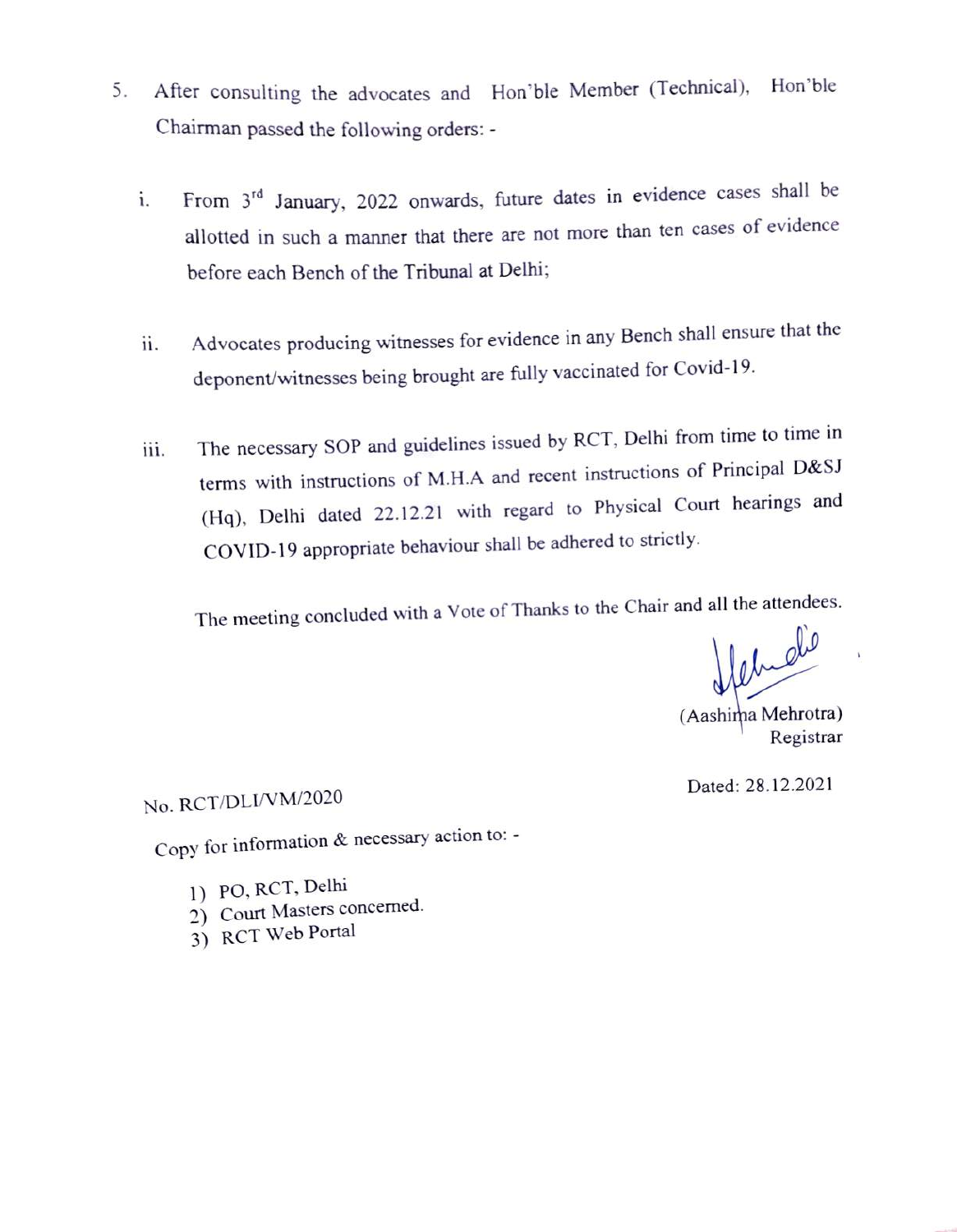5. After consulting the advocates and Hon'ble Member (Technical), Hon'ble Chairman passed the following orders: -

   i. From 3rd January, 2022 onwards, future dates in evidence cases shall be allotted in such a manner that there are not more than ten cases of evidence before each Bench of the Tribunal at Delhi;

   ii. Advocates producing witnesses for evidence in any Bench shall ensure that the deponent/witnesses being brought are fully vaccinated for Covid-19.

   iii. The necessary SOP and guidelines issued by RCT, Delhi from time to time in terms with instructions of M.H.A and recent instructions of Principal D&SJ (Hq), Delhi dated 22.12.21 with regard to Physical Court hearings and COVID-19 appropriate behaviour shall be adhered to strictly.

The meeting concluded with a Vote of Thanks to the Chair and all the attendees.

(Aashima Mehrotra)
Registrar

No. RCT/DLI/VM/2020

Dated: 28.12.2021

Copy for information & necessary action to: -

1) PO, RCT, Delhi
2) Court Masters concerned.
3) RCT Web Portal